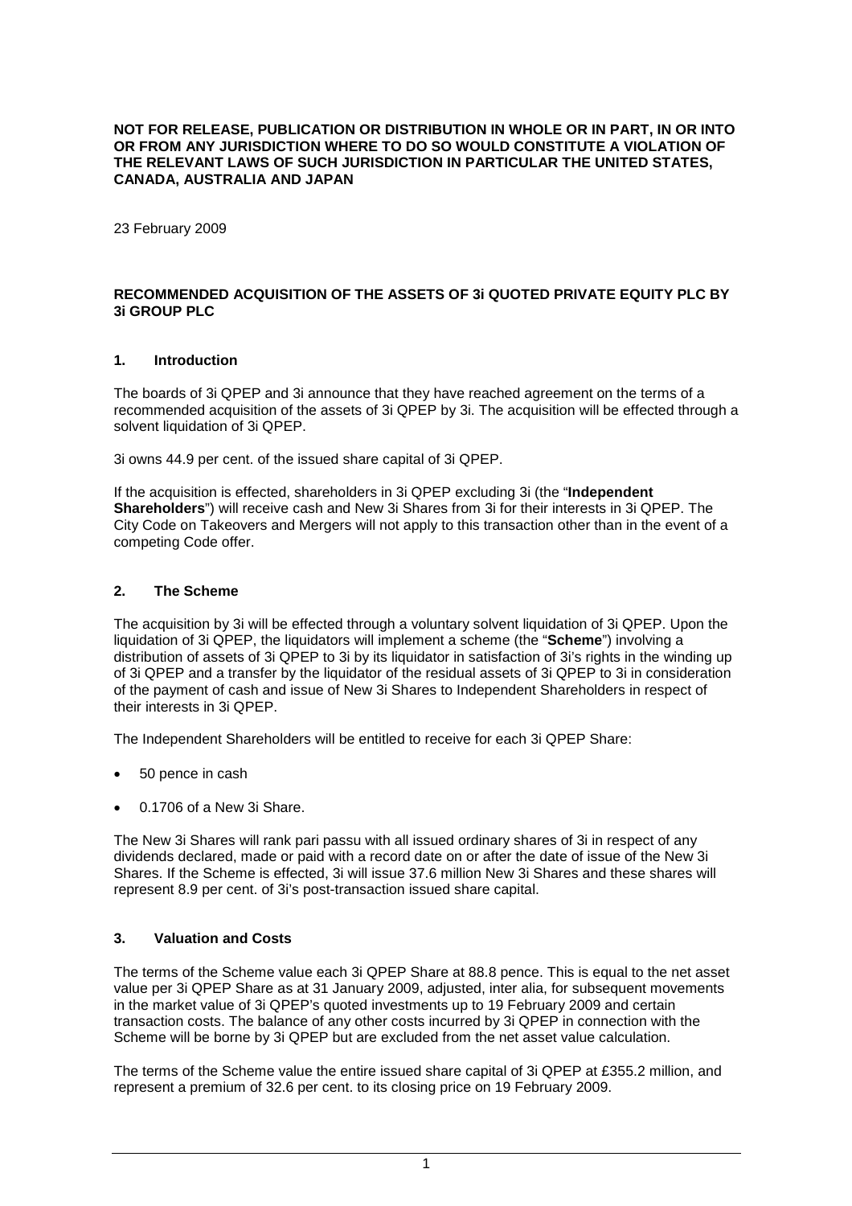**NOT FOR RELEASE, PUBLICATION OR DISTRIBUTION IN WHOLE OR IN PART, IN OR INTO OR FROM ANY JURISDICTION WHERE TO DO SO WOULD CONSTITUTE A VIOLATION OF THE RELEVANT LAWS OF SUCH JURISDICTION IN PARTICULAR THE UNITED STATES, CANADA, AUSTRALIA AND JAPAN**

23 February 2009

**RECOMMENDED ACQUISITION OF THE ASSETS OF 3i QUOTED PRIVATE EQUITY PLC BY 3i GROUP PLC**

## 1. Introduction

The boards of 3i QPEP and 3i announce that they have reached agreement on the terms of a recommended acquisition of the assets of 3i QPEP by 3i. The acquisition will be effected through a solvent liquidation of 3i QPEP.

3i owns 44.9 per cent. of the issued share capital of 3i QPEP.

If the acquisition is effected, shareholders in 3i QPEP excluding 3i (the "**Independent Shareholders**") will receive cash and New 3i Shares from 3i for their interests in 3i QPEP. The City Code on Takeovers and Mergers will not apply to this transaction other than in the event of a competing Code offer.

## 2. The Scheme

The acquisition by 3i will be effected through a voluntary solvent liquidation of 3i QPEP. Upon the liquidation of 3i QPEP, the liquidators will implement a scheme (the "**Scheme**") involving a distribution of assets of 3i QPEP to 3i by its liquidator in satisfaction of 3i's rights in the winding up of 3i QPEP and a transfer by the liquidator of the residual assets of 3i QPEP to 3i in consideration of the payment of cash and issue of New 3i Shares to Independent Shareholders in respect of their interests in 3i QPEP.

The Independent Shareholders will be entitled to receive for each 3i QPEP Share:

- 50 pence in cash
- 0.1706 of a New 3i Share.

The New 3i Shares will rank pari passu with all issued ordinary shares of 3i in respect of any dividends declared, made or paid with a record date on or after the date of issue of the New 3i Shares. If the Scheme is effected, 3i will issue 37.6 million New 3i Shares and these shares will represent 8.9 per cent. of 3i's post-transaction issued share capital.

## 3. Valuation and Costs

The terms of the Scheme value each 3i QPEP Share at 88.8 pence. This is equal to the net asset value per 3i QPEP Share as at 31 January 2009, adjusted, inter alia, for subsequent movements in the market value of 3i QPEP's quoted investments up to 19 February 2009 and certain transaction costs. The balance of any other costs incurred by 3i QPEP in connection with the Scheme will be borne by 3i QPEP but are excluded from the net asset value calculation.

The terms of the Scheme value the entire issued share capital of 3i QPEP at £355.2 million, and represent a premium of 32.6 per cent. to its closing price on 19 February 2009.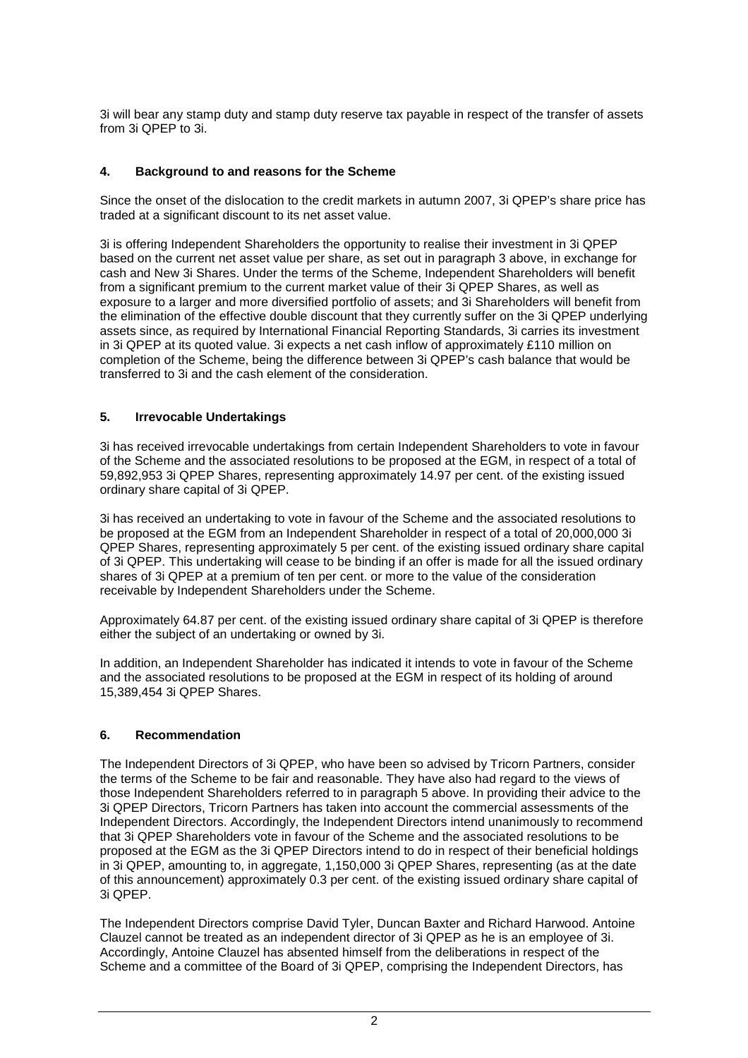3i will bear any stamp duty and stamp duty reserve tax payable in respect of the transfer of assets from 3i QPEP to 3i.

## 4. Background to and reasons for the Scheme

Since the onset of the dislocation to the credit markets in autumn 2007, 3i QPEP's share price has traded at a significant discount to its net asset value.

3i is offering Independent Shareholders the opportunity to realise their investment in 3i QPEP based on the current net asset value per share, as set out in paragraph 3 above, in exchange for cash and New 3i Shares. Under the terms of the Scheme, Independent Shareholders will benefit from a significant premium to the current market value of their 3i QPEP Shares, as well as exposure to a larger and more diversified portfolio of assets; and 3i Shareholders will benefit from the elimination of the effective double discount that they currently suffer on the 3i QPEP underlying assets since, as required by International Financial Reporting Standards, 3i carries its investment in 3i QPEP at its quoted value. 3i expects a net cash inflow of approximately £110 million on completion of the Scheme, being the difference between 3i QPEP's cash balance that would be transferred to 3i and the cash element of the consideration.

## 5. Irrevocable Undertakings

3i has received irrevocable undertakings from certain Independent Shareholders to vote in favour of the Scheme and the associated resolutions to be proposed at the EGM, in respect of a total of 59,892,953 3i QPEP Shares, representing approximately 14.97 per cent. of the existing issued ordinary share capital of 3i QPEP.

3i has received an undertaking to vote in favour of the Scheme and the associated resolutions to be proposed at the EGM from an Independent Shareholder in respect of a total of 20,000,000 3i QPEP Shares, representing approximately 5 per cent. of the existing issued ordinary share capital of 3i QPEP. This undertaking will cease to be binding if an offer is made for all the issued ordinary shares of 3i QPEP at a premium of ten per cent. or more to the value of the consideration receivable by Independent Shareholders under the Scheme.

Approximately 64.87 per cent. of the existing issued ordinary share capital of 3i QPEP is therefore either the subject of an undertaking or owned by 3i.

In addition, an Independent Shareholder has indicated it intends to vote in favour of the Scheme and the associated resolutions to be proposed at the EGM in respect of its holding of around 15,389,454 3i QPEP Shares.

## 6. Recommendation

The Independent Directors of 3i QPEP, who have been so advised by Tricorn Partners, consider the terms of the Scheme to be fair and reasonable. They have also had regard to the views of those Independent Shareholders referred to in paragraph 5 above. In providing their advice to the 3i QPEP Directors, Tricorn Partners has taken into account the commercial assessments of the Independent Directors. Accordingly, the Independent Directors intend unanimously to recommend that 3i QPEP Shareholders vote in favour of the Scheme and the associated resolutions to be proposed at the EGM as the 3i QPEP Directors intend to do in respect of their beneficial holdings in 3i QPEP, amounting to, in aggregate, 1,150,000 3i QPEP Shares, representing (as at the date of this announcement) approximately 0.3 per cent. of the existing issued ordinary share capital of 3i QPEP.

The Independent Directors comprise David Tyler, Duncan Baxter and Richard Harwood. Antoine Clauzel cannot be treated as an independent director of 3i QPEP as he is an employee of 3i. Accordingly, Antoine Clauzel has absented himself from the deliberations in respect of the Scheme and a committee of the Board of 3i QPEP, comprising the Independent Directors, has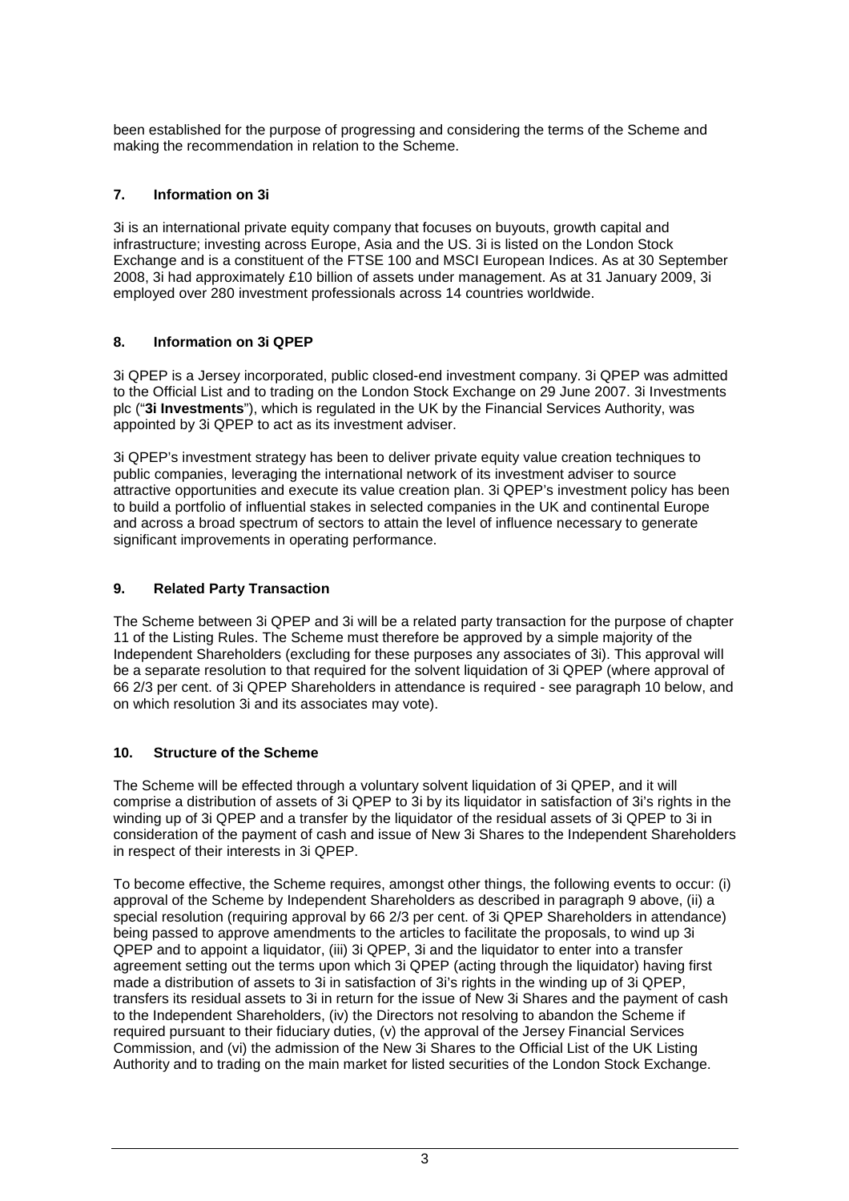been established for the purpose of progressing and considering the terms of the Scheme and making the recommendation in relation to the Scheme.

## 7. Information on 3i

3i is an international private equity company that focuses on buyouts, growth capital and infrastructure; investing across Europe, Asia and the US. 3i is listed on the London Stock Exchange and is a constituent of the FTSE 100 and MSCI European Indices. As at 30 September 2008, 3i had approximately £10 billion of assets under management. As at 31 January 2009, 3i employed over 280 investment professionals across 14 countries worldwide.

## 8. Information on 3i QPEP

3i QPEP is a Jersey incorporated, public closed-end investment company. 3i QPEP was admitted to the Official List and to trading on the London Stock Exchange on 29 June 2007. 3i Investments plc ("**3i Investments**"), which is regulated in the UK by the Financial Services Authority, was appointed by 3i QPEP to act as its investment adviser.

3i QPEP's investment strategy has been to deliver private equity value creation techniques to public companies, leveraging the international network of its investment adviser to source attractive opportunities and execute its value creation plan. 3i QPEP's investment policy has been to build a portfolio of influential stakes in selected companies in the UK and continental Europe and across a broad spectrum of sectors to attain the level of influence necessary to generate significant improvements in operating performance.

## 9. Related Party Transaction

The Scheme between 3i QPEP and 3i will be a related party transaction for the purpose of chapter 11 of the Listing Rules. The Scheme must therefore be approved by a simple majority of the Independent Shareholders (excluding for these purposes any associates of 3i). This approval will be a separate resolution to that required for the solvent liquidation of 3i QPEP (where approval of 66 2/3 per cent. of 3i QPEP Shareholders in attendance is required - see paragraph 10 below, and on which resolution 3i and its associates may vote).

## 10. Structure of the Scheme

The Scheme will be effected through a voluntary solvent liquidation of 3i QPEP, and it will comprise a distribution of assets of 3i QPEP to 3i by its liquidator in satisfaction of 3i's rights in the winding up of 3i QPEP and a transfer by the liquidator of the residual assets of 3i QPEP to 3i in consideration of the payment of cash and issue of New 3i Shares to the Independent Shareholders in respect of their interests in 3i QPEP.

To become effective, the Scheme requires, amongst other things, the following events to occur: (i) approval of the Scheme by Independent Shareholders as described in paragraph 9 above, (ii) a special resolution (requiring approval by 66 2/3 per cent. of 3i QPEP Shareholders in attendance) being passed to approve amendments to the articles to facilitate the proposals, to wind up 3i QPEP and to appoint a liquidator, (iii) 3i QPEP, 3i and the liquidator to enter into a transfer agreement setting out the terms upon which 3i QPEP (acting through the liquidator) having first made a distribution of assets to 3i in satisfaction of 3i's rights in the winding up of 3i QPEP, transfers its residual assets to 3i in return for the issue of New 3i Shares and the payment of cash to the Independent Shareholders, (iv) the Directors not resolving to abandon the Scheme if required pursuant to their fiduciary duties, (v) the approval of the Jersey Financial Services Commission, and (vi) the admission of the New 3i Shares to the Official List of the UK Listing Authority and to trading on the main market for listed securities of the London Stock Exchange.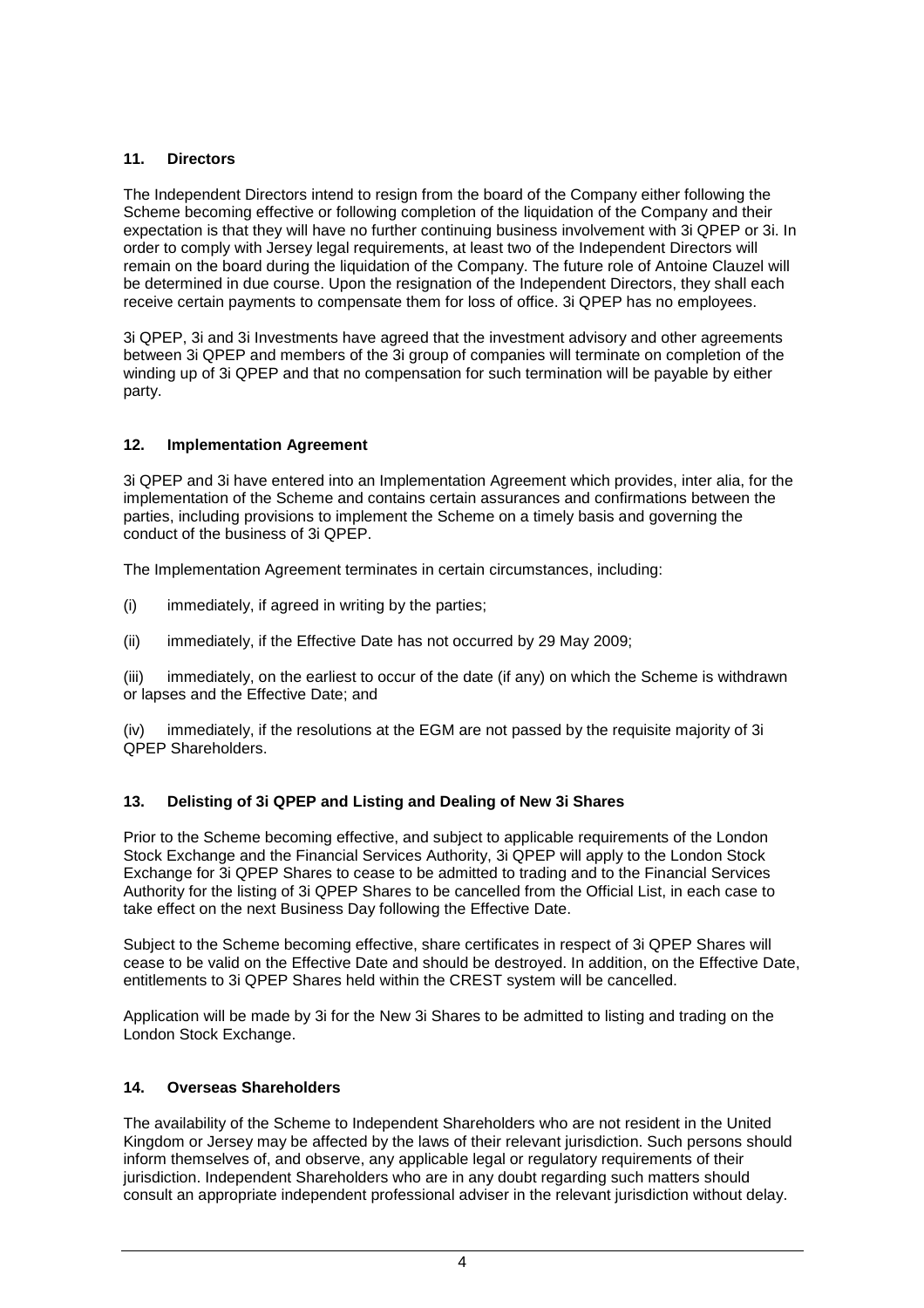### 11. Directors

The Independent Directors intend to resign from the board of the Company either following the Scheme becoming effective or following completion of the liquidation of the Company and their expectation is that they will have no further continuing business involvement with 3i QPEP or 3i. In order to comply with Jersey legal requirements, at least two of the Independent Directors will remain on the board during the liquidation of the Company. The future role of Antoine Clauzel will be determined in due course. Upon the resignation of the Independent Directors, they shall each receive certain payments to compensate them for loss of office. 3i QPEP has no employees.

3i QPEP, 3i and 3i Investments have agreed that the investment advisory and other agreements between 3i QPEP and members of the 3i group of companies will terminate on completion of the winding up of 3i QPEP and that no compensation for such termination will be payable by either party.

### 12. Implementation Agreement

3i QPEP and 3i have entered into an Implementation Agreement which provides, inter alia, for the implementation of the Scheme and contains certain assurances and confirmations between the parties, including provisions to implement the Scheme on a timely basis and governing the conduct of the business of 3i QPEP.

The Implementation Agreement terminates in certain circumstances, including:

(i) immediately, if agreed in writing by the parties;

(ii) immediately, if the Effective Date has not occurred by 29 May 2009;

(iii) immediately, on the earliest to occur of the date (if any) on which the Scheme is withdrawn or lapses and the Effective Date; and

(iv) immediately, if the resolutions at the EGM are not passed by the requisite majority of 3i QPEP Shareholders.

### 13. Delisting of 3i QPEP and Listing and Dealing of New 3i Shares

Prior to the Scheme becoming effective, and subject to applicable requirements of the London Stock Exchange and the Financial Services Authority, 3i QPEP will apply to the London Stock Exchange for 3i QPEP Shares to cease to be admitted to trading and to the Financial Services Authority for the listing of 3i QPEP Shares to be cancelled from the Official List, in each case to take effect on the next Business Day following the Effective Date.

Subject to the Scheme becoming effective, share certificates in respect of 3i QPEP Shares will cease to be valid on the Effective Date and should be destroyed. In addition, on the Effective Date, entitlements to 3i QPEP Shares held within the CREST system will be cancelled.

Application will be made by 3i for the New 3i Shares to be admitted to listing and trading on the London Stock Exchange.

### 14. Overseas Shareholders

The availability of the Scheme to Independent Shareholders who are not resident in the United Kingdom or Jersey may be affected by the laws of their relevant jurisdiction. Such persons should inform themselves of, and observe, any applicable legal or regulatory requirements of their jurisdiction. Independent Shareholders who are in any doubt regarding such matters should consult an appropriate independent professional adviser in the relevant jurisdiction without delay.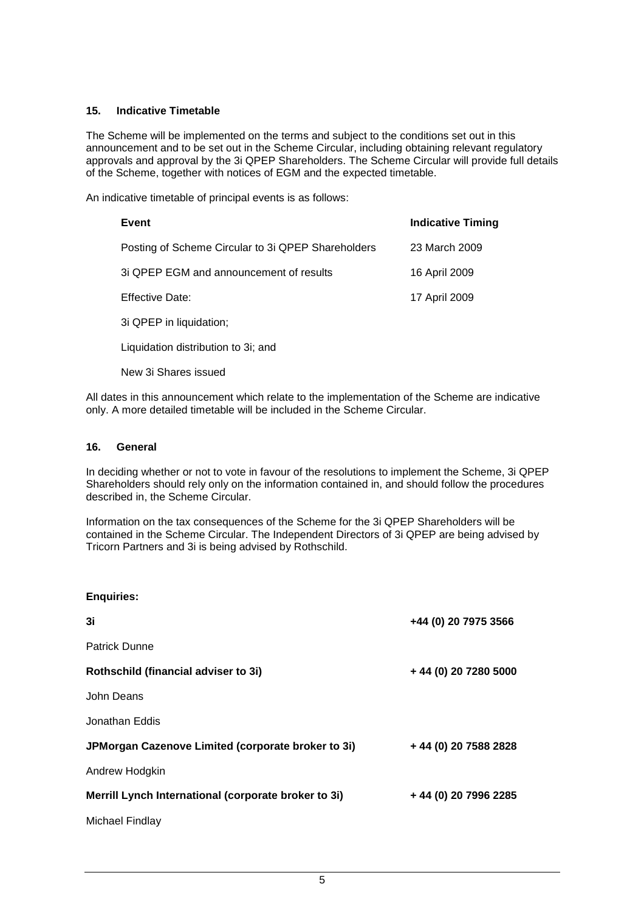## 15. Indicative Timetable

The Scheme will be implemented on the terms and subject to the conditions set out in this announcement and to be set out in the Scheme Circular, including obtaining relevant regulatory approvals and approval by the 3i QPEP Shareholders. The Scheme Circular will provide full details of the Scheme, together with notices of EGM and the expected timetable.

An indicative timetable of principal events is as follows:

| Event | Indicative Timing |
|---|---|
| Posting of Scheme Circular to 3i QPEP Shareholders | 23 March 2009 |
| 3i QPEP EGM and announcement of results | 16 April 2009 |
| Effective Date: | 17 April 2009 |
| 3i QPEP in liquidation; | |
| Liquidation distribution to 3i; and | |
| New 3i Shares issued | |

All dates in this announcement which relate to the implementation of the Scheme are indicative only. A more detailed timetable will be included in the Scheme Circular.

## 16. General

In deciding whether or not to vote in favour of the resolutions to implement the Scheme, 3i QPEP Shareholders should rely only on the information contained in, and should follow the procedures described in, the Scheme Circular.

Information on the tax consequences of the Scheme for the 3i QPEP Shareholders will be contained in the Scheme Circular. The Independent Directors of 3i QPEP are being advised by Tricorn Partners and 3i is being advised by Rothschild.

**Enquiries:**

| | |
|---|---|
| **3i** | **+44 (0) 20 7975 3566** |
| Patrick Dunne | |
| **Rothschild (financial adviser to 3i)** | **+ 44 (0) 20 7280 5000** |
| John Deans | |
| Jonathan Eddis | |
| **JPMorgan Cazenove Limited (corporate broker to 3i)** | **+ 44 (0) 20 7588 2828** |
| Andrew Hodgkin | |
| **Merrill Lynch International (corporate broker to 3i)** | **+ 44 (0) 20 7996 2285** |
| Michael Findlay | |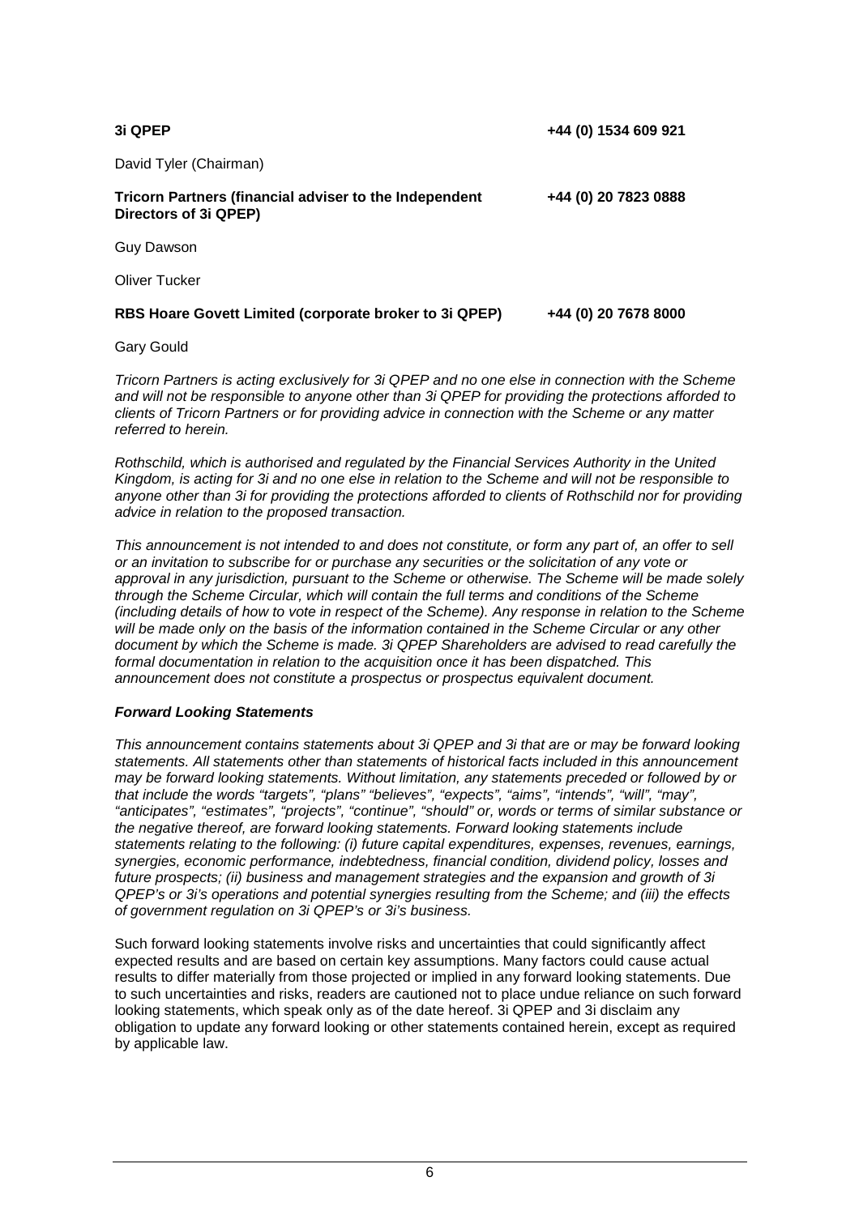**3i QPEP** **+44 (0) 1534 609 921**

David Tyler (Chairman)

**Tricorn Partners (financial adviser to the Independent Directors of 3i QPEP)** **+44 (0) 20 7823 0888**

Guy Dawson

Oliver Tucker

**RBS Hoare Govett Limited (corporate broker to 3i QPEP)** **+44 (0) 20 7678 8000**

Gary Gould

*Tricorn Partners is acting exclusively for 3i QPEP and no one else in connection with the Scheme and will not be responsible to anyone other than 3i QPEP for providing the protections afforded to clients of Tricorn Partners or for providing advice in connection with the Scheme or any matter referred to herein.*

*Rothschild, which is authorised and regulated by the Financial Services Authority in the United Kingdom, is acting for 3i and no one else in relation to the Scheme and will not be responsible to anyone other than 3i for providing the protections afforded to clients of Rothschild nor for providing advice in relation to the proposed transaction.*

*This announcement is not intended to and does not constitute, or form any part of, an offer to sell or an invitation to subscribe for or purchase any securities or the solicitation of any vote or approval in any jurisdiction, pursuant to the Scheme or otherwise. The Scheme will be made solely through the Scheme Circular, which will contain the full terms and conditions of the Scheme (including details of how to vote in respect of the Scheme). Any response in relation to the Scheme will be made only on the basis of the information contained in the Scheme Circular or any other document by which the Scheme is made. 3i QPEP Shareholders are advised to read carefully the formal documentation in relation to the acquisition once it has been dispatched. This announcement does not constitute a prospectus or prospectus equivalent document.*

***Forward Looking Statements***

*This announcement contains statements about 3i QPEP and 3i that are or may be forward looking statements. All statements other than statements of historical facts included in this announcement may be forward looking statements. Without limitation, any statements preceded or followed by or that include the words "targets", "plans" "believes", "expects", "aims", "intends", "will", "may", "anticipates", "estimates", "projects", "continue", "should" or, words or terms of similar substance or the negative thereof, are forward looking statements. Forward looking statements include statements relating to the following: (i) future capital expenditures, expenses, revenues, earnings, synergies, economic performance, indebtedness, financial condition, dividend policy, losses and future prospects; (ii) business and management strategies and the expansion and growth of 3i QPEP's or 3i's operations and potential synergies resulting from the Scheme; and (iii) the effects of government regulation on 3i QPEP's or 3i's business.*

Such forward looking statements involve risks and uncertainties that could significantly affect expected results and are based on certain key assumptions. Many factors could cause actual results to differ materially from those projected or implied in any forward looking statements. Due to such uncertainties and risks, readers are cautioned not to place undue reliance on such forward looking statements, which speak only as of the date hereof. 3i QPEP and 3i disclaim any obligation to update any forward looking or other statements contained herein, except as required by applicable law.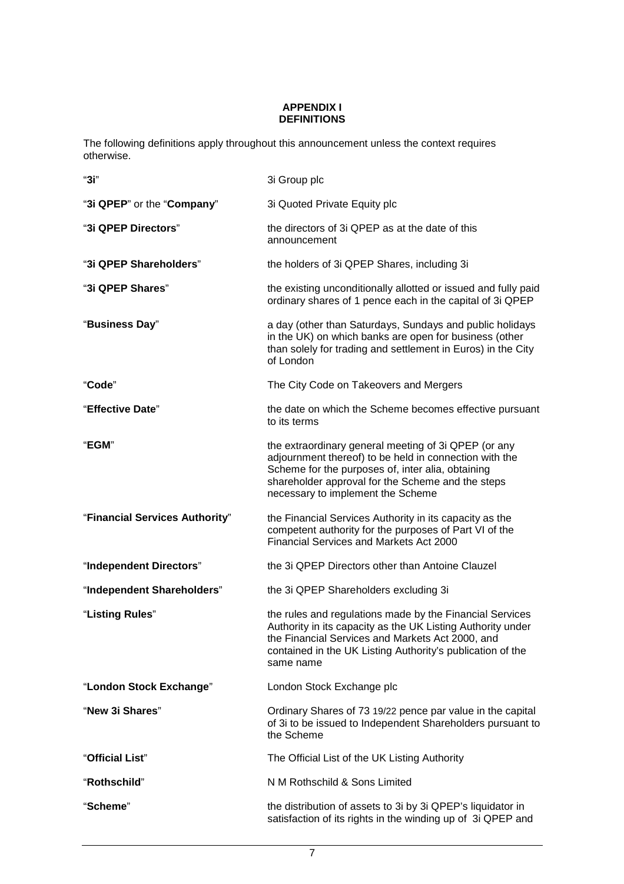# APPENDIX I
## DEFINITIONS

The following definitions apply throughout this announcement unless the context requires otherwise.

| | |
|---|---|
| "**3i**" | 3i Group plc |
| "**3i QPEP**" or the "**Company**" | 3i Quoted Private Equity plc |
| "**3i QPEP Directors**" | the directors of 3i QPEP as at the date of this announcement |
| "**3i QPEP Shareholders**" | the holders of 3i QPEP Shares, including 3i |
| "**3i QPEP Shares**" | the existing unconditionally allotted or issued and fully paid ordinary shares of 1 pence each in the capital of 3i QPEP |
| "**Business Day**" | a day (other than Saturdays, Sundays and public holidays in the UK) on which banks are open for business (other than solely for trading and settlement in Euros) in the City of London |
| "**Code**" | The City Code on Takeovers and Mergers |
| "**Effective Date**" | the date on which the Scheme becomes effective pursuant to its terms |
| "**EGM**" | the extraordinary general meeting of 3i QPEP (or any adjournment thereof) to be held in connection with the Scheme for the purposes of, inter alia, obtaining shareholder approval for the Scheme and the steps necessary to implement the Scheme |
| "**Financial Services Authority**" | the Financial Services Authority in its capacity as the competent authority for the purposes of Part VI of the Financial Services and Markets Act 2000 |
| "**Independent Directors**" | the 3i QPEP Directors other than Antoine Clauzel |
| "**Independent Shareholders**" | the 3i QPEP Shareholders excluding 3i |
| "**Listing Rules**" | the rules and regulations made by the Financial Services Authority in its capacity as the UK Listing Authority under the Financial Services and Markets Act 2000, and contained in the UK Listing Authority's publication of the same name |
| "**London Stock Exchange**" | London Stock Exchange plc |
| "**New 3i Shares**" | Ordinary Shares of 73 19/22 pence par value in the capital of 3i to be issued to Independent Shareholders pursuant to the Scheme |
| "**Official List**" | The Official List of the UK Listing Authority |
| "**Rothschild**" | N M Rothschild & Sons Limited |
| "**Scheme**" | the distribution of assets to 3i by 3i QPEP's liquidator in satisfaction of its rights in the winding up of 3i QPEP and |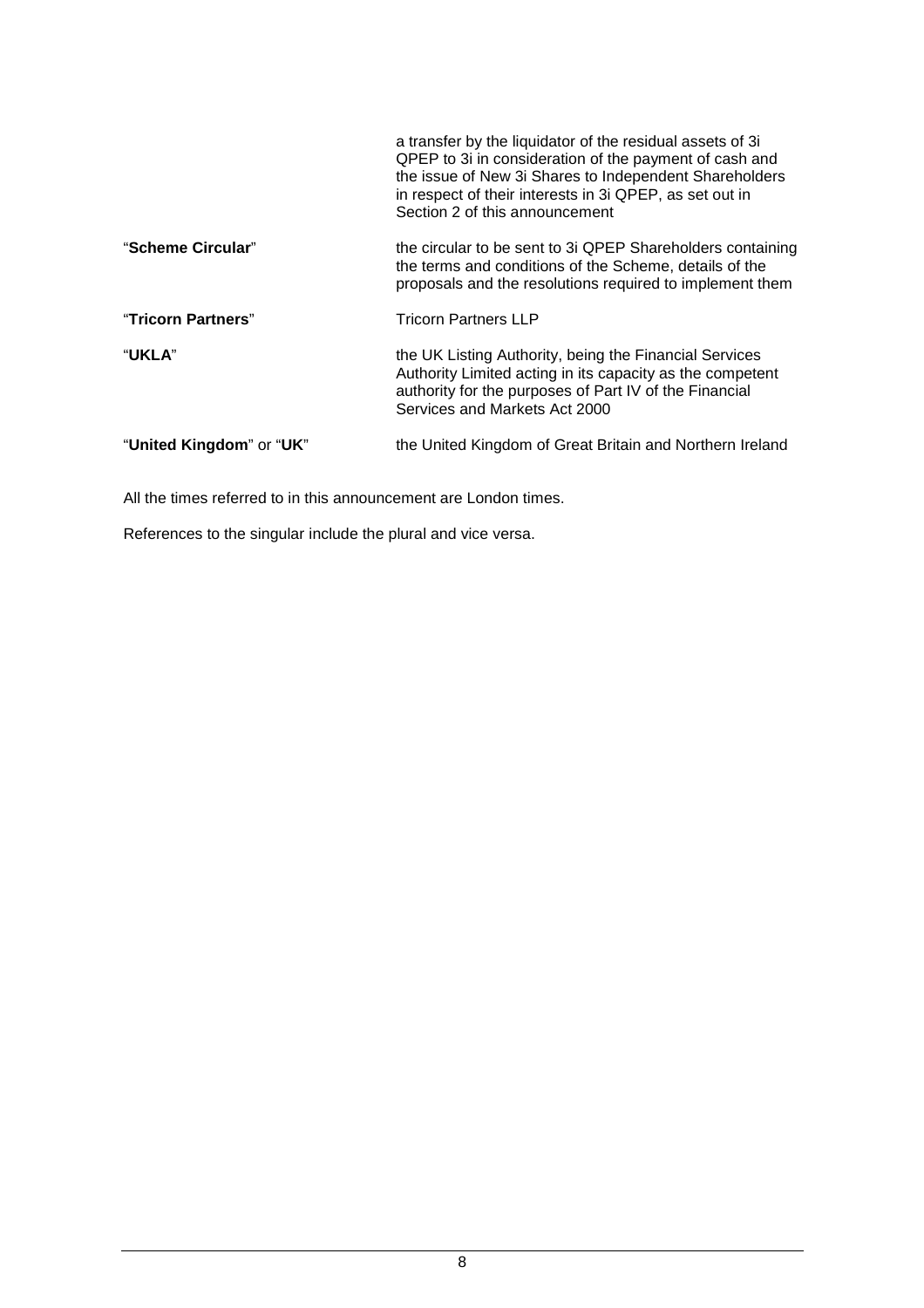| | |
|---|---|
| | a transfer by the liquidator of the residual assets of 3i QPEP to 3i in consideration of the payment of cash and the issue of New 3i Shares to Independent Shareholders in respect of their interests in 3i QPEP, as set out in Section 2 of this announcement |
| "**Scheme Circular**" | the circular to be sent to 3i QPEP Shareholders containing the terms and conditions of the Scheme, details of the proposals and the resolutions required to implement them |
| "**Tricorn Partners**" | Tricorn Partners LLP |
| "**UKLA**" | the UK Listing Authority, being the Financial Services Authority Limited acting in its capacity as the competent authority for the purposes of Part IV of the Financial Services and Markets Act 2000 |
| "**United Kingdom**" or "**UK**" | the United Kingdom of Great Britain and Northern Ireland |

All the times referred to in this announcement are London times.

References to the singular include the plural and vice versa.